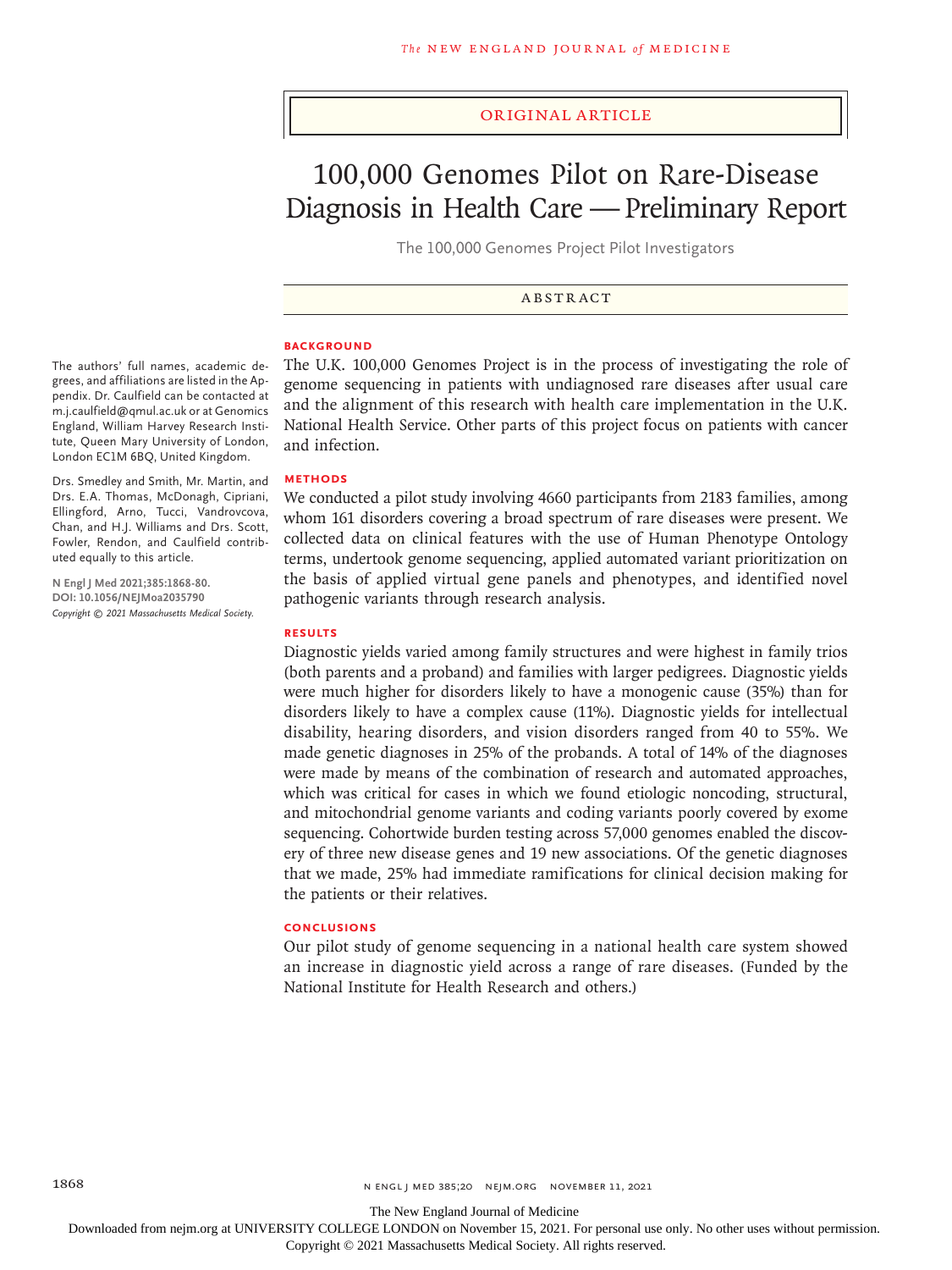ORIGINAL ARTICLE

# 100,000 Genomes Pilot on Rare-Disease Diagnosis in Health Care — Preliminary Report

The 100,000 Genomes Project Pilot Investigators

## ABSTRACT

The authors' full names, academic degrees, and affiliations are listed in the Appendix. Dr. Caulfield can be contacted at m.j.caulfield@qmul.ac.uk or at Genomics England, William Harvey Research Institute, Queen Mary University of London, London EC1M 6BQ, United Kingdom.

Drs. Smedley and Smith, Mr. Martin, and Drs. E.A. Thomas, McDonagh, Cipriani, Ellingford, Arno, Tucci, Vandrovcova, Chan, and H.J. Williams and Drs. Scott, Fowler, Rendon, and Caulfield contributed equally to this article.

N Engl J Med 2021;385:1868-80.
DOI: 10.1056/NEJMoa2035790
Copyright © 2021 Massachusetts Medical Society.

### BACKGROUND

The U.K. 100,000 Genomes Project is in the process of investigating the role of genome sequencing in patients with undiagnosed rare diseases after usual care and the alignment of this research with health care implementation in the U.K. National Health Service. Other parts of this project focus on patients with cancer and infection.

### METHODS

We conducted a pilot study involving 4660 participants from 2183 families, among whom 161 disorders covering a broad spectrum of rare diseases were present. We collected data on clinical features with the use of Human Phenotype Ontology terms, undertook genome sequencing, applied automated variant prioritization on the basis of applied virtual gene panels and phenotypes, and identified novel pathogenic variants through research analysis.

### RESULTS

Diagnostic yields varied among family structures and were highest in family trios (both parents and a proband) and families with larger pedigrees. Diagnostic yields were much higher for disorders likely to have a monogenic cause (35%) than for disorders likely to have a complex cause (11%). Diagnostic yields for intellectual disability, hearing disorders, and vision disorders ranged from 40 to 55%. We made genetic diagnoses in 25% of the probands. A total of 14% of the diagnoses were made by means of the combination of research and automated approaches, which was critical for cases in which we found etiologic noncoding, structural, and mitochondrial genome variants and coding variants poorly covered by exome sequencing. Cohortwide burden testing across 57,000 genomes enabled the discovery of three new disease genes and 19 new associations. Of the genetic diagnoses that we made, 25% had immediate ramifications for clinical decision making for the patients or their relatives.

### CONCLUSIONS

Our pilot study of genome sequencing in a national health care system showed an increase in diagnostic yield across a range of rare diseases. (Funded by the National Institute for Health Research and others.)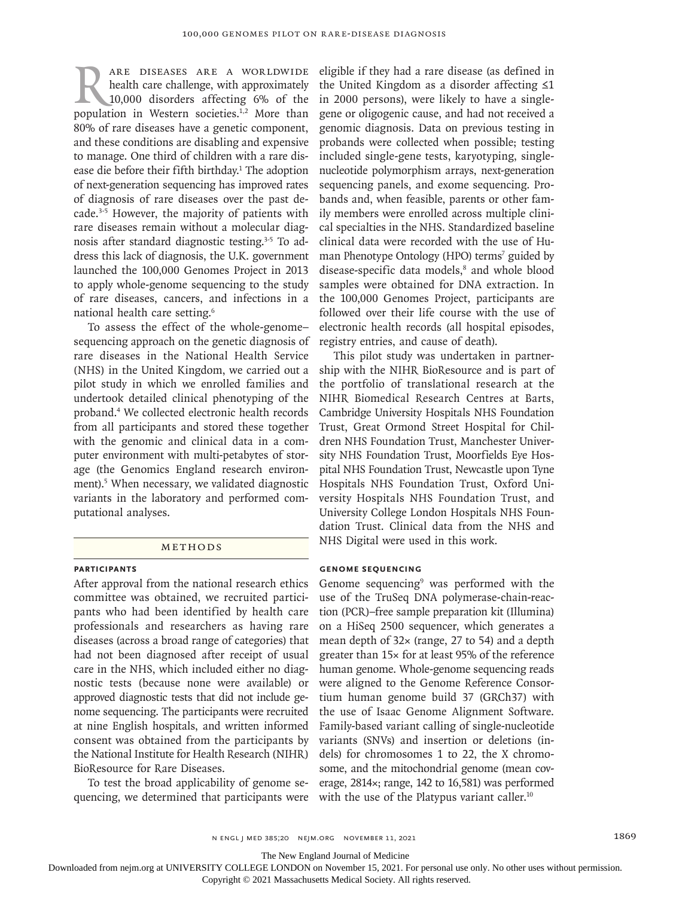Rare diseases are a worldwide health care challenge, with approximately 10,000 disorders affecting 6% of the population in Western societies.[1,2] More than 80% of rare diseases have a genetic component, and these conditions are disabling and expensive to manage. One third of children with a rare disease die before their fifth birthday.[1] The adoption of next-generation sequencing has improved rates of diagnosis of rare diseases over the past decade.[3-5] However, the majority of patients with rare diseases remain without a molecular diagnosis after standard diagnostic testing.[3-5] To address this lack of diagnosis, the U.K. government launched the 100,000 Genomes Project in 2013 to apply whole-genome sequencing to the study of rare diseases, cancers, and infections in a national health care setting.[6]

To assess the effect of the whole-genome–sequencing approach on the genetic diagnosis of rare diseases in the National Health Service (NHS) in the United Kingdom, we carried out a pilot study in which we enrolled families and undertook detailed clinical phenotyping of the proband.[4] We collected electronic health records from all participants and stored these together with the genomic and clinical data in a computer environment with multi-petabytes of storage (the Genomics England research environment).[5] When necessary, we validated diagnostic variants in the laboratory and performed computational analyses.

## Methods

### Participants

After approval from the national research ethics committee was obtained, we recruited participants who had been identified by health care professionals and researchers as having rare diseases (across a broad range of categories) that had not been diagnosed after receipt of usual care in the NHS, which included either no diagnostic tests (because none were available) or approved diagnostic tests that did not include genome sequencing. The participants were recruited at nine English hospitals, and written informed consent was obtained from the participants by the National Institute for Health Research (NIHR) BioResource for Rare Diseases.

To test the broad applicability of genome sequencing, we determined that participants were eligible if they had a rare disease (as defined in the United Kingdom as a disorder affecting ≤1 in 2000 persons), were likely to have a single-gene or oligogenic cause, and had not received a genomic diagnosis. Data on previous testing in probands were collected when possible; testing included single-gene tests, karyotyping, single-nucleotide polymorphism arrays, next-generation sequencing panels, and exome sequencing. Probands and, when feasible, parents or other family members were enrolled across multiple clinical specialties in the NHS. Standardized baseline clinical data were recorded with the use of Human Phenotype Ontology (HPO) terms[7] guided by disease-specific data models,[8] and whole blood samples were obtained for DNA extraction. In the 100,000 Genomes Project, participants are followed over their life course with the use of electronic health records (all hospital episodes, registry entries, and cause of death).

This pilot study was undertaken in partnership with the NIHR BioResource and is part of the portfolio of translational research at the NIHR Biomedical Research Centres at Barts, Cambridge University Hospitals NHS Foundation Trust, Great Ormond Street Hospital for Children NHS Foundation Trust, Manchester University NHS Foundation Trust, Moorfields Eye Hospital NHS Foundation Trust, Newcastle upon Tyne Hospitals NHS Foundation Trust, Oxford University Hospitals NHS Foundation Trust, and University College London Hospitals NHS Foundation Trust. Clinical data from the NHS and NHS Digital were used in this work.

### Genome Sequencing

Genome sequencing[9] was performed with the use of the TruSeq DNA polymerase-chain-reaction (PCR)–free sample preparation kit (Illumina) on a HiSeq 2500 sequencer, which generates a mean depth of 32× (range, 27 to 54) and a depth greater than 15× for at least 95% of the reference human genome. Whole-genome sequencing reads were aligned to the Genome Reference Consortium human genome build 37 (GRCh37) with the use of Isaac Genome Alignment Software. Family-based variant calling of single-nucleotide variants (SNVs) and insertion or deletions (indels) for chromosomes 1 to 22, the X chromosome, and the mitochondrial genome (mean coverage, 2814×; range, 142 to 16,581) was performed with the use of the Platypus variant caller.[10]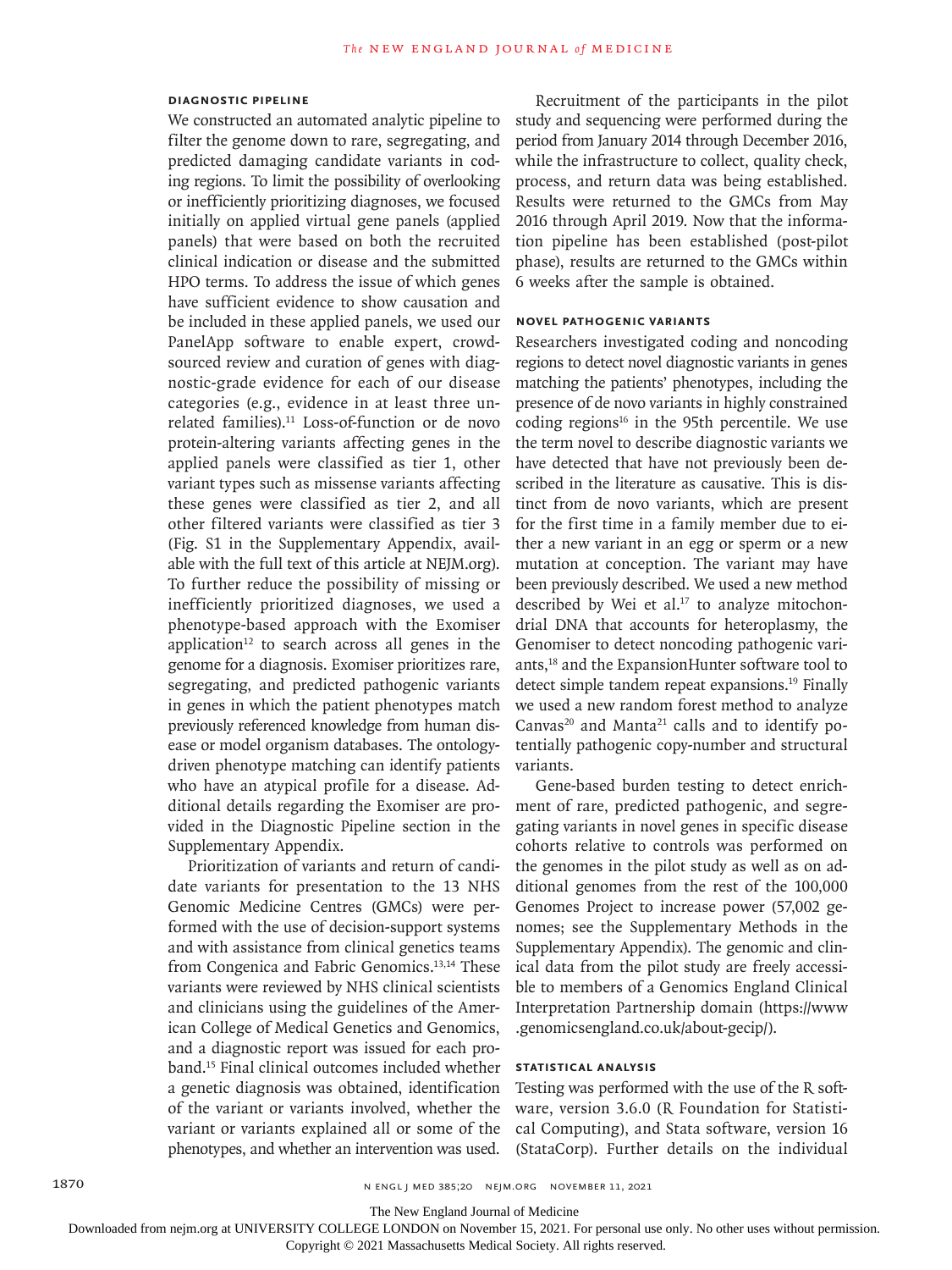### Diagnostic Pipeline

We constructed an automated analytic pipeline to filter the genome down to rare, segregating, and predicted damaging candidate variants in coding regions. To limit the possibility of overlooking or inefficiently prioritizing diagnoses, we focused initially on applied virtual gene panels (applied panels) that were based on both the recruited clinical indication or disease and the submitted HPO terms. To address the issue of which genes have sufficient evidence to show causation and be included in these applied panels, we used our PanelApp software to enable expert, crowd-sourced review and curation of genes with diagnostic-grade evidence for each of our disease categories (e.g., evidence in at least three unrelated families).[11] Loss-of-function or de novo protein-altering variants affecting genes in the applied panels were classified as tier 1, other variant types such as missense variants affecting these genes were classified as tier 2, and all other filtered variants were classified as tier 3 (Fig. S1 in the Supplementary Appendix, available with the full text of this article at NEJM.org). To further reduce the possibility of missing or inefficiently prioritized diagnoses, we used a phenotype-based approach with the Exomiser application[12] to search across all genes in the genome for a diagnosis. Exomiser prioritizes rare, segregating, and predicted pathogenic variants in genes in which the patient phenotypes match previously referenced knowledge from human disease or model organism databases. The ontology-driven phenotype matching can identify patients who have an atypical profile for a disease. Additional details regarding the Exomiser are provided in the Diagnostic Pipeline section in the Supplementary Appendix.

Prioritization of variants and return of candidate variants for presentation to the 13 NHS Genomic Medicine Centres (GMCs) were performed with the use of decision-support systems and with assistance from clinical genetics teams from Congenica and Fabric Genomics.[13,14] These variants were reviewed by NHS clinical scientists and clinicians using the guidelines of the American College of Medical Genetics and Genomics, and a diagnostic report was issued for each proband.[15] Final clinical outcomes included whether a genetic diagnosis was obtained, identification of the variant or variants involved, whether the variant or variants explained all or some of the phenotypes, and whether an intervention was used.

Recruitment of the participants in the pilot study and sequencing were performed during the period from January 2014 through December 2016, while the infrastructure to collect, quality check, process, and return data was being established. Results were returned to the GMCs from May 2016 through April 2019. Now that the information pipeline has been established (post-pilot phase), results are returned to the GMCs within 6 weeks after the sample is obtained.

### Novel Pathogenic Variants

Researchers investigated coding and noncoding regions to detect novel diagnostic variants in genes matching the patients' phenotypes, including the presence of de novo variants in highly constrained coding regions[16] in the 95th percentile. We use the term novel to describe diagnostic variants we have detected that have not previously been described in the literature as causative. This is distinct from de novo variants, which are present for the first time in a family member due to either a new variant in an egg or sperm or a new mutation at conception. The variant may have been previously described. We used a new method described by Wei et al.[17] to analyze mitochondrial DNA that accounts for heteroplasmy, the Genomiser to detect noncoding pathogenic variants,[18] and the ExpansionHunter software tool to detect simple tandem repeat expansions.[19] Finally we used a new random forest method to analyze Canvas[20] and Manta[21] calls and to identify potentially pathogenic copy-number and structural variants.

Gene-based burden testing to detect enrichment of rare, predicted pathogenic, and segregating variants in novel genes in specific disease cohorts relative to controls was performed on the genomes in the pilot study as well as on additional genomes from the rest of the 100,000 Genomes Project to increase power (57,002 genomes; see the Supplementary Methods in the Supplementary Appendix). The genomic and clinical data from the pilot study are freely accessible to members of a Genomics England Clinical Interpretation Partnership domain (https://www.genomicsengland.co.uk/about-gecip/).

### Statistical Analysis

Testing was performed with the use of the R software, version 3.6.0 (R Foundation for Statistical Computing), and Stata software, version 16 (StataCorp). Further details on the individual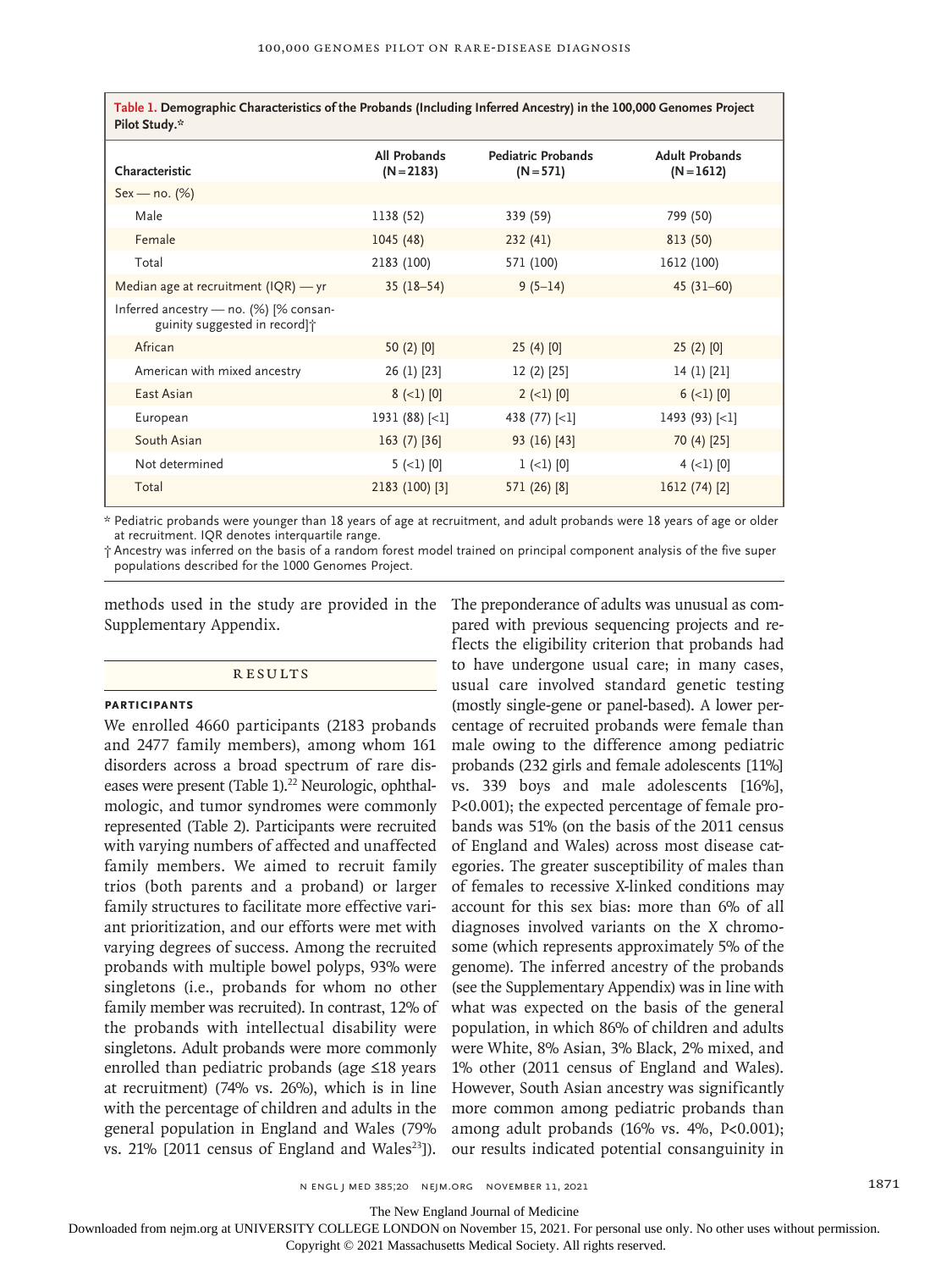**Table 1. Demographic Characteristics of the Probands (Including Inferred Ancestry) in the 100,000 Genomes Project Pilot Study.***

| Characteristic | All Probands (N=2183) | Pediatric Probands (N=571) | Adult Probands (N=1612) |
|---|---|---|---|
| Sex — no. (%) | | | |
| Male | 1138 (52) | 339 (59) | 799 (50) |
| Female | 1045 (48) | 232 (41) | 813 (50) |
| Total | 2183 (100) | 571 (100) | 1612 (100) |
| Median age at recruitment (IQR) — yr | 35 (18–54) | 9 (5–14) | 45 (31–60) |
| Inferred ancestry — no. (%) [% consanguinity suggested in record]† | | | |
| African | 50 (2) [0] | 25 (4) [0] | 25 (2) [0] |
| American with mixed ancestry | 26 (1) [23] | 12 (2) [25] | 14 (1) [21] |
| East Asian | 8 (<1) [0] | 2 (<1) [0] | 6 (<1) [0] |
| European | 1931 (88) [<1] | 438 (77) [<1] | 1493 (93) [<1] |
| South Asian | 163 (7) [36] | 93 (16) [43] | 70 (4) [25] |
| Not determined | 5 (<1) [0] | 1 (<1) [0] | 4 (<1) [0] |
| Total | 2183 (100) [3] | 571 (26) [8] | 1612 (74) [2] |

\* Pediatric probands were younger than 18 years of age at recruitment, and adult probands were 18 years of age or older at recruitment. IQR denotes interquartile range.

† Ancestry was inferred on the basis of a random forest model trained on principal component analysis of the five super populations described for the 1000 Genomes Project.

methods used in the study are provided in the Supplementary Appendix.

## RESULTS

### PARTICIPANTS

We enrolled 4660 participants (2183 probands and 2477 family members), among whom 161 disorders across a broad spectrum of rare diseases were present (Table 1).[22] Neurologic, ophthalmologic, and tumor syndromes were commonly represented (Table 2). Participants were recruited with varying numbers of affected and unaffected family members. We aimed to recruit family trios (both parents and a proband) or larger family structures to facilitate more effective variant prioritization, and our efforts were met with varying degrees of success. Among the recruited probands with multiple bowel polyps, 93% were singletons (i.e., probands for whom no other family member was recruited). In contrast, 12% of the probands with intellectual disability were singletons. Adult probands were more commonly enrolled than pediatric probands (age ≤18 years at recruitment) (74% vs. 26%), which is in line with the percentage of children and adults in the general population in England and Wales (79% vs. 21% [2011 census of England and Wales[23]]). The preponderance of adults was unusual as compared with previous sequencing projects and reflects the eligibility criterion that probands had to have undergone usual care; in many cases, usual care involved standard genetic testing (mostly single-gene or panel-based). A lower percentage of recruited probands were female than male owing to the difference among pediatric probands (232 girls and female adolescents [11%] vs. 339 boys and male adolescents [16%], P<0.001); the expected percentage of female probands was 51% (on the basis of the 2011 census of England and Wales) across most disease categories. The greater susceptibility of males than of females to recessive X-linked conditions may account for this sex bias: more than 6% of all diagnoses involved variants on the X chromosome (which represents approximately 5% of the genome). The inferred ancestry of the probands (see the Supplementary Appendix) was in line with what was expected on the basis of the general population, in which 86% of children and adults were White, 8% Asian, 3% Black, 2% mixed, and 1% other (2011 census of England and Wales). However, South Asian ancestry was significantly more common among pediatric probands than among adult probands (16% vs. 4%, P<0.001); our results indicated potential consanguinity in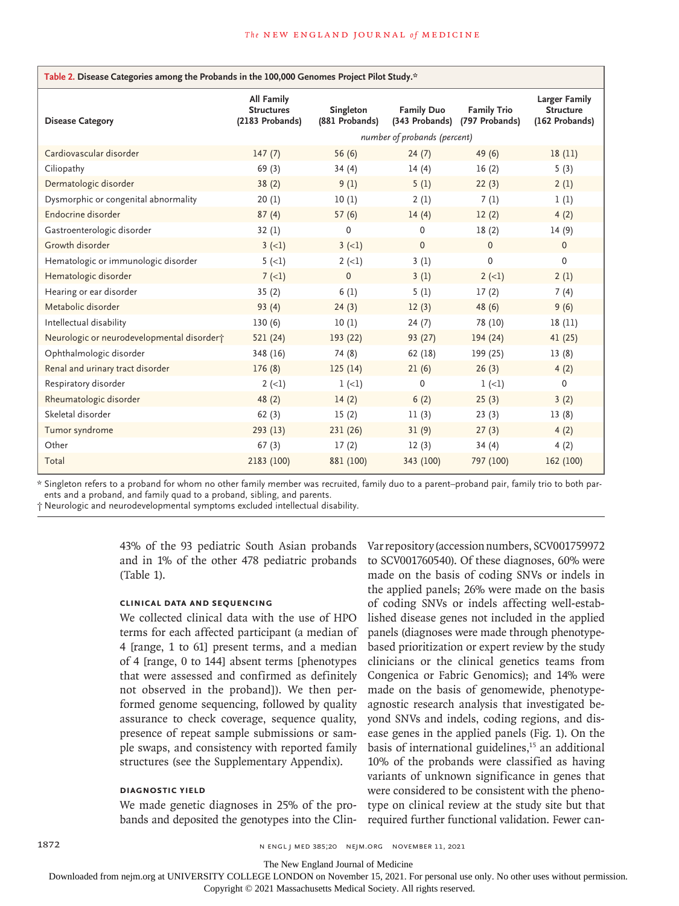**Table 2. Disease Categories among the Probands in the 100,000 Genomes Project Pilot Study.***

| Disease Category | All Family Structures (2183 Probands) | Singleton (881 Probands) | Family Duo (343 Probands) | Family Trio (797 Probands) | Larger Family Structure (162 Probands) |
|---|---|---|---|---|---|
| | number of probands (percent) | | | | |
| Cardiovascular disorder | 147 (7) | 56 (6) | 24 (7) | 49 (6) | 18 (11) |
| Ciliopathy | 69 (3) | 34 (4) | 14 (4) | 16 (2) | 5 (3) |
| Dermatologic disorder | 38 (2) | 9 (1) | 5 (1) | 22 (3) | 2 (1) |
| Dysmorphic or congenital abnormality | 20 (1) | 10 (1) | 2 (1) | 7 (1) | 1 (1) |
| Endocrine disorder | 87 (4) | 57 (6) | 14 (4) | 12 (2) | 4 (2) |
| Gastroenterologic disorder | 32 (1) | 0 | 0 | 18 (2) | 14 (9) |
| Growth disorder | 3 (<1) | 3 (<1) | 0 | 0 | 0 |
| Hematologic or immunologic disorder | 5 (<1) | 2 (<1) | 3 (1) | 0 | 0 |
| Hematologic disorder | 7 (<1) | 0 | 3 (1) | 2 (<1) | 2 (1) |
| Hearing or ear disorder | 35 (2) | 6 (1) | 5 (1) | 17 (2) | 7 (4) |
| Metabolic disorder | 93 (4) | 24 (3) | 12 (3) | 48 (6) | 9 (6) |
| Intellectual disability | 130 (6) | 10 (1) | 24 (7) | 78 (10) | 18 (11) |
| Neurologic or neurodevelopmental disorder† | 521 (24) | 193 (22) | 93 (27) | 194 (24) | 41 (25) |
| Ophthalmologic disorder | 348 (16) | 74 (8) | 62 (18) | 199 (25) | 13 (8) |
| Renal and urinary tract disorder | 176 (8) | 125 (14) | 21 (6) | 26 (3) | 4 (2) |
| Respiratory disorder | 2 (<1) | 1 (<1) | 0 | 1 (<1) | 0 |
| Rheumatologic disorder | 48 (2) | 14 (2) | 6 (2) | 25 (3) | 3 (2) |
| Skeletal disorder | 62 (3) | 15 (2) | 11 (3) | 23 (3) | 13 (8) |
| Tumor syndrome | 293 (13) | 231 (26) | 31 (9) | 27 (3) | 4 (2) |
| Other | 67 (3) | 17 (2) | 12 (3) | 34 (4) | 4 (2) |
| Total | 2183 (100) | 881 (100) | 343 (100) | 797 (100) | 162 (100) |

\* Singleton refers to a proband for whom no other family member was recruited, family duo to a parent–proband pair, family trio to both parents and a proband, and family quad to a proband, sibling, and parents.
† Neurologic and neurodevelopmental symptoms excluded intellectual disability.

43% of the 93 pediatric South Asian probands and in 1% of the other 478 pediatric probands (Table 1).

### Clinical Data and Sequencing

We collected clinical data with the use of HPO terms for each affected participant (a median of 4 [range, 1 to 61] present terms, and a median of 4 [range, 0 to 144] absent terms [phenotypes that were assessed and confirmed as definitely not observed in the proband]). We then performed genome sequencing, followed by quality assurance to check coverage, sequence quality, presence of repeat sample submissions or sample swaps, and consistency with reported family structures (see the Supplementary Appendix).

### Diagnostic Yield

We made genetic diagnoses in 25% of the probands and deposited the genotypes into the ClinVar repository (accession numbers, SCV001759972 to SCV001760540). Of these diagnoses, 60% were made on the basis of coding SNVs or indels in the applied panels; 26% were made on the basis of coding SNVs or indels affecting well-established disease genes not included in the applied panels (diagnoses were made through phenotype-based prioritization or expert review by the study clinicians or the clinical genetics teams from Congenica or Fabric Genomics); and 14% were made on the basis of genomewide, phenotype-agnostic research analysis that investigated beyond SNVs and indels, coding regions, and disease genes in the applied panels (Fig. 1). On the basis of international guidelines,[15] an additional 10% of the probands were classified as having variants of unknown significance in genes that were considered to be consistent with the phenotype on clinical review at the study site but that required further functional validation. Fewer can-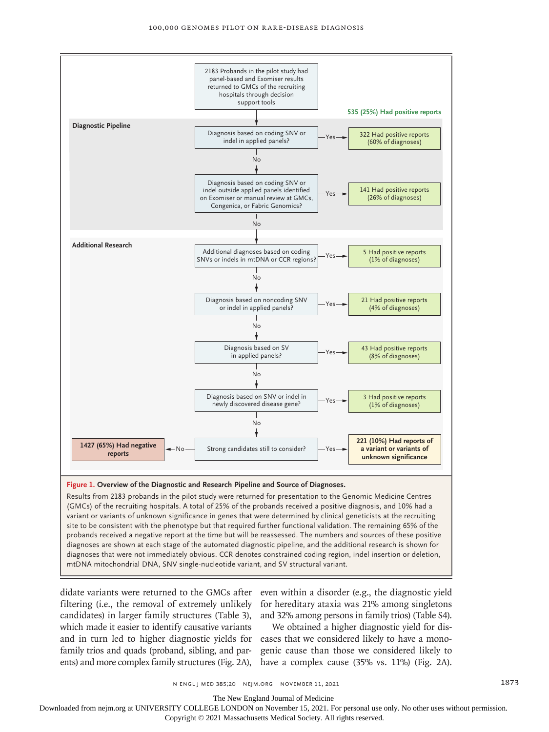2183 Probands in the pilot study had panel-based and Exomiser results returned to GMCs of the recruiting hospitals through decision support tools

535 (25%) Had positive reports

**Diagnostic Pipeline**

Diagnosis based on coding SNV or indel in applied panels? — Yes → 322 Had positive reports (60% of diagnoses)

No

Diagnosis based on coding SNV or indel outside applied panels identified on Exomiser or manual review at GMCs, Congenica, or Fabric Genomics? — Yes → 141 Had positive reports (26% of diagnoses)

No

**Additional Research**

Additional diagnoses based on coding SNVs or indels in mtDNA or CCR regions? — Yes → 5 Had positive reports (1% of diagnoses)

No

Diagnosis based on noncoding SNV or indel in applied panels? — Yes → 21 Had positive reports (4% of diagnoses)

No

Diagnosis based on SV in applied panels? — Yes → 43 Had positive reports (8% of diagnoses)

No

Diagnosis based on SNV or indel in newly discovered disease gene? — Yes → 3 Had positive reports (1% of diagnoses)

No

Strong candidates still to consider? — Yes → **221 (10%) Had reports of a variant or variants of unknown significance**; No → **1427 (65%) Had negative reports**

**Figure 1. Overview of the Diagnostic and Research Pipeline and Source of Diagnoses.**

Results from 2183 probands in the pilot study were returned for presentation to the Genomic Medicine Centres (GMCs) of the recruiting hospitals. A total of 25% of the probands received a positive diagnosis, and 10% had a variant or variants of unknown significance in genes that were determined by clinical geneticists at the recruiting site to be consistent with the phenotype but that required further functional validation. The remaining 65% of the probands received a negative report at the time but will be reassessed. The numbers and sources of these positive diagnoses are shown at each stage of the automated diagnostic pipeline, and the additional research is shown for diagnoses that were not immediately obvious. CCR denotes constrained coding region, indel insertion or deletion, mtDNA mitochondrial DNA, SNV single-nucleotide variant, and SV structural variant.

didate variants were returned to the GMCs after filtering (i.e., the removal of extremely unlikely candidates) in larger family structures (Table 3), which made it easier to identify causative variants and in turn led to higher diagnostic yields for family trios and quads (proband, sibling, and parents) and more complex family structures (Fig. 2A), even within a disorder (e.g., the diagnostic yield for hereditary ataxia was 21% among singletons and 32% among persons in family trios) (Table S4).

We obtained a higher diagnostic yield for diseases that we considered likely to have a monogenic cause than those we considered likely to have a complex cause (35% vs. 11%) (Fig. 2A).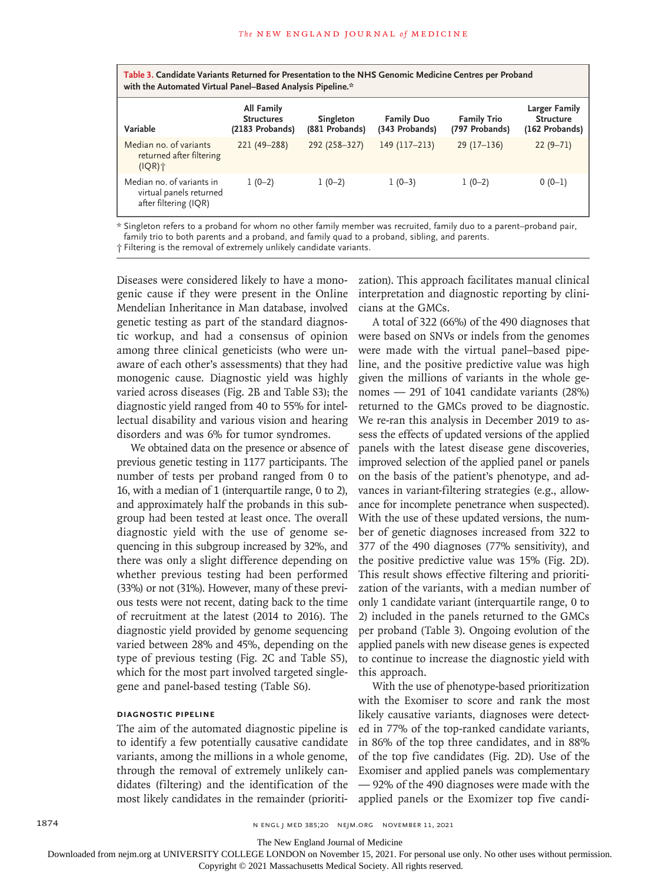**Table 3. Candidate Variants Returned for Presentation to the NHS Genomic Medicine Centres per Proband with the Automated Virtual Panel–Based Analysis Pipeline.***

| Variable | All Family Structures (2183 Probands) | Singleton (881 Probands) | Family Duo (343 Probands) | Family Trio (797 Probands) | Larger Family Structure (162 Probands) |
|---|---|---|---|---|---|
| Median no. of variants returned after filtering (IQR)† | 221 (49–288) | 292 (258–327) | 149 (117–213) | 29 (17–136) | 22 (9–71) |
| Median no. of variants in virtual panels returned after filtering (IQR) | 1 (0–2) | 1 (0–2) | 1 (0–3) | 1 (0–2) | 0 (0–1) |

\* Singleton refers to a proband for whom no other family member was recruited, family duo to a parent–proband pair, family trio to both parents and a proband, and family quad to a proband, sibling, and parents.

† Filtering is the removal of extremely unlikely candidate variants.

Diseases were considered likely to have a monogenic cause if they were present in the Online Mendelian Inheritance in Man database, involved genetic testing as part of the standard diagnostic workup, and had a consensus of opinion among three clinical geneticists (who were unaware of each other's assessments) that they had monogenic cause. Diagnostic yield was highly varied across diseases (Fig. 2B and Table S3); the diagnostic yield ranged from 40 to 55% for intellectual disability and various vision and hearing disorders and was 6% for tumor syndromes.

We obtained data on the presence or absence of previous genetic testing in 1177 participants. The number of tests per proband ranged from 0 to 16, with a median of 1 (interquartile range, 0 to 2), and approximately half the probands in this subgroup had been tested at least once. The overall diagnostic yield with the use of genome sequencing in this subgroup increased by 32%, and there was only a slight difference depending on whether previous testing had been performed (33%) or not (31%). However, many of these previous tests were not recent, dating back to the time of recruitment at the latest (2014 to 2016). The diagnostic yield provided by genome sequencing varied between 28% and 45%, depending on the type of previous testing (Fig. 2C and Table S5), which for the most part involved targeted single-gene and panel-based testing (Table S6).

### Diagnostic Pipeline

The aim of the automated diagnostic pipeline is to identify a few potentially causative candidate variants, among the millions in a whole genome, through the removal of extremely unlikely candidates (filtering) and the identification of the most likely candidates in the remainder (prioritization). This approach facilitates manual clinical interpretation and diagnostic reporting by clinicians at the GMCs.

A total of 322 (66%) of the 490 diagnoses that were based on SNVs or indels from the genomes were made with the virtual panel–based pipeline, and the positive predictive value was high given the millions of variants in the whole genomes — 291 of 1041 candidate variants (28%) returned to the GMCs proved to be diagnostic. We re-ran this analysis in December 2019 to assess the effects of updated versions of the applied panels with the latest disease gene discoveries, improved selection of the applied panel or panels on the basis of the patient's phenotype, and advances in variant-filtering strategies (e.g., allowance for incomplete penetrance when suspected). With the use of these updated versions, the number of genetic diagnoses increased from 322 to 377 of the 490 diagnoses (77% sensitivity), and the positive predictive value was 15% (Fig. 2D). This result shows effective filtering and prioritization of the variants, with a median number of only 1 candidate variant (interquartile range, 0 to 2) included in the panels returned to the GMCs per proband (Table 3). Ongoing evolution of the applied panels with new disease genes is expected to continue to increase the diagnostic yield with this approach.

With the use of phenotype-based prioritization with the Exomiser to score and rank the most likely causative variants, diagnoses were detected in 77% of the top-ranked candidate variants, in 86% of the top three candidates, and in 88% of the top five candidates (Fig. 2D). Use of the Exomiser and applied panels was complementary — 92% of the 490 diagnoses were made with the applied panels or the Exomizer top five candi-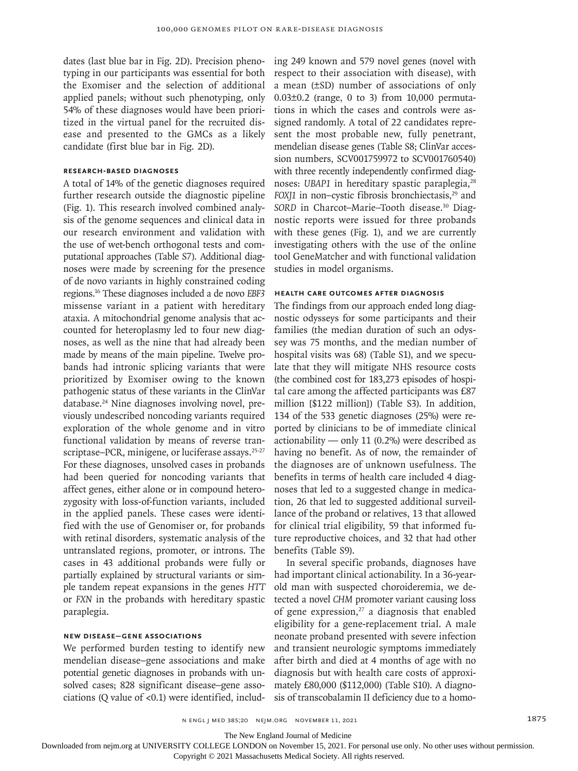dates (last blue bar in Fig. 2D). Precision phenotyping in our participants was essential for both the Exomiser and the selection of additional applied panels; without such phenotyping, only 54% of these diagnoses would have been prioritized in the virtual panel for the recruited disease and presented to the GMCs as a likely candidate (first blue bar in Fig. 2D).

### Research-Based Diagnoses

A total of 14% of the genetic diagnoses required further research outside the diagnostic pipeline (Fig. 1). This research involved combined analysis of the genome sequences and clinical data in our research environment and validation with the use of wet-bench orthogonal tests and computational approaches (Table S7). Additional diagnoses were made by screening for the presence of de novo variants in highly constrained coding regions.[16] These diagnoses included a de novo *EBF3* missense variant in a patient with hereditary ataxia. A mitochondrial genome analysis that accounted for heteroplasmy led to four new diagnoses, as well as the nine that had already been made by means of the main pipeline. Twelve probands had intronic splicing variants that were prioritized by Exomiser owing to the known pathogenic status of these variants in the ClinVar database.[24] Nine diagnoses involving novel, previously undescribed noncoding variants required exploration of the whole genome and in vitro functional validation by means of reverse transcriptase–PCR, minigene, or luciferase assays.[25-27] For these diagnoses, unsolved cases in probands had been queried for noncoding variants that affect genes, either alone or in compound heterozygosity with loss-of-function variants, included in the applied panels. These cases were identified with the use of Genomiser or, for probands with retinal disorders, systematic analysis of the untranslated regions, promoter, or introns. The cases in 43 additional probands were fully or partially explained by structural variants or simple tandem repeat expansions in the genes *HTT* or *FXN* in the probands with hereditary spastic paraplegia.

### New Disease–Gene Associations

We performed burden testing to identify new mendelian disease–gene associations and make potential genetic diagnoses in probands with unsolved cases; 828 significant disease–gene associations (Q value of <0.1) were identified, including 249 known and 579 novel genes (novel with respect to their association with disease), with a mean (±SD) number of associations of only 0.03±0.2 (range, 0 to 3) from 10,000 permutations in which the cases and controls were assigned randomly. A total of 22 candidates represent the most probable new, fully penetrant, mendelian disease genes (Table S8; ClinVar accession numbers, SCV001759972 to SCV001760540) with three recently independently confirmed diagnoses: *UBAP1* in hereditary spastic paraplegia,[28] *FOXJ1* in non–cystic fibrosis bronchiectasis,[29] and *SORD* in Charcot–Marie–Tooth disease.[30] Diagnostic reports were issued for three probands with these genes (Fig. 1), and we are currently investigating others with the use of the online tool GeneMatcher and with functional validation studies in model organisms.

### Health Care Outcomes after Diagnosis

The findings from our approach ended long diagnostic odysseys for some participants and their families (the median duration of such an odyssey was 75 months, and the median number of hospital visits was 68) (Table S1), and we speculate that they will mitigate NHS resource costs (the combined cost for 183,273 episodes of hospital care among the affected participants was £87 million [$122 million]) (Table S3). In addition, 134 of the 533 genetic diagnoses (25%) were reported by clinicians to be of immediate clinical actionability — only 11 (0.2%) were described as having no benefit. As of now, the remainder of the diagnoses are of unknown usefulness. The benefits in terms of health care included 4 diagnoses that led to a suggested change in medication, 26 that led to suggested additional surveillance of the proband or relatives, 13 that allowed for clinical trial eligibility, 59 that informed future reproductive choices, and 32 that had other benefits (Table S9).

In several specific probands, diagnoses have had important clinical actionability. In a 36-year-old man with suspected choroideremia, we detected a novel *CHM* promoter variant causing loss of gene expression,[27] a diagnosis that enabled eligibility for a gene-replacement trial. A male neonate proband presented with severe infection and transient neurologic symptoms immediately after birth and died at 4 months of age with no diagnosis but with health care costs of approximately £80,000 ($112,000) (Table S10). A diagnosis of transcobalamin II deficiency due to a homo-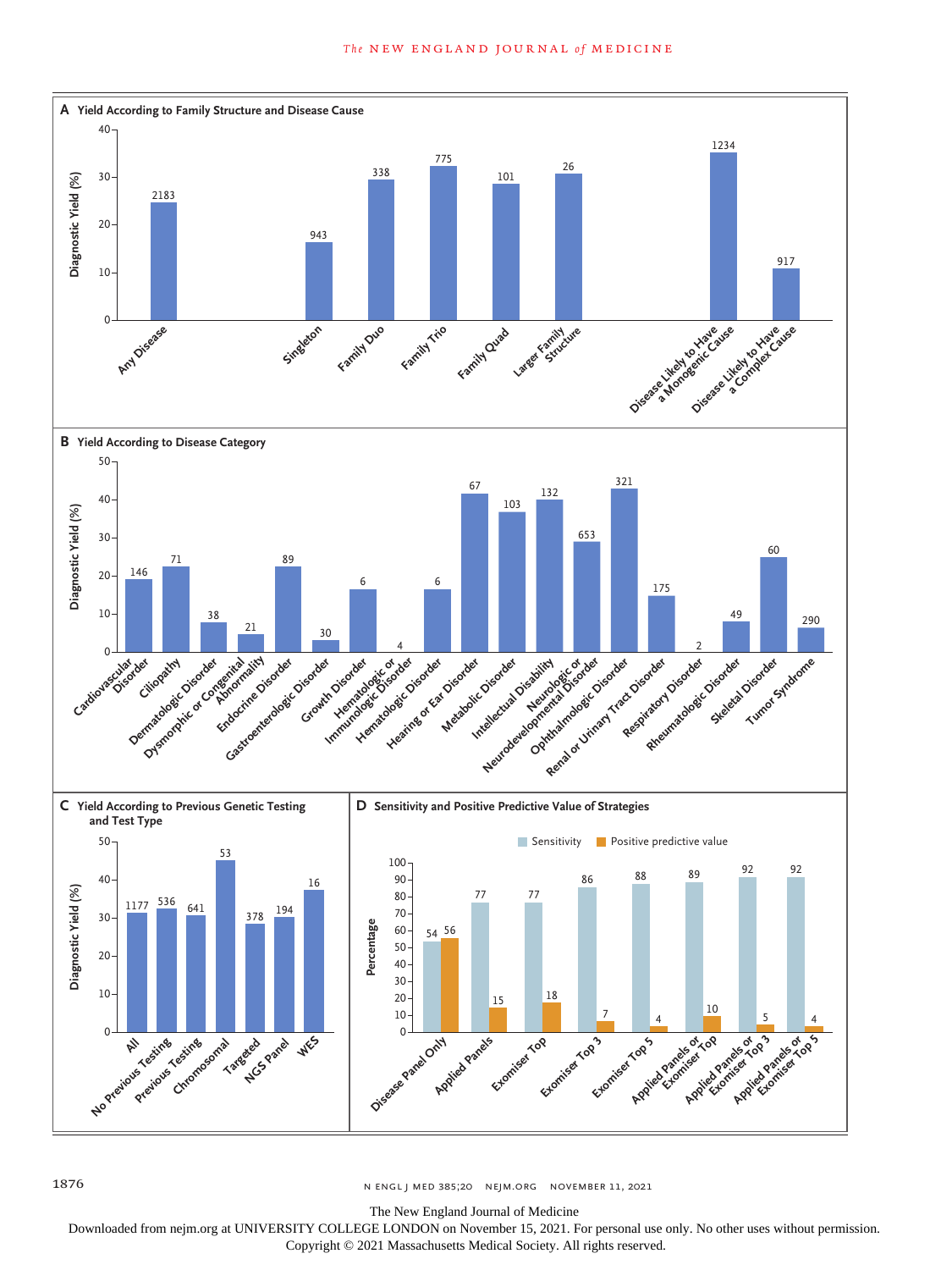**A Yield According to Family Structure and Disease Cause**

| Category | Diagnostic Yield (%) bar label |
| --- | --- |
| Any Disease | 2183 |
| Singleton | 943 |
| Family Duo | 338 |
| Family Trio | 775 |
| Family Quad | 101 |
| Larger Family Structure | 26 |
| Disease Likely to Have a Monogenic Cause | 1234 |
| Disease Likely to Have a Complex Cause | 917 |

**B Yield According to Disease Category**

| Category | Diagnostic Yield (%) bar label |
| --- | --- |
| Cardiovascular Disorder | 146 |
| Ciliopathy | 71 |
| Dermatologic Disorder | 38 |
| Dysmorphic or Congenital Abnormality | 21 |
| Endocrine Disorder | 89 |
| Gastroenterologic Disorder | 30 |
| Growth Disorder | 6 |
| Hematologic or Immunologic Disorder | 4 |
| Hematologic Disorder | 6 |
| Hearing or Ear Disorder | 67 |
| Metabolic Disorder | 103 |
| Intellectual Disability | 132 |
| Neurologic or Neurodevelopmental Disorder | 653 |
| Ophthalmologic Disorder | 321 |
| Renal or Urinary Tract Disorder | 175 |
| Respiratory Disorder | 2 |
| Rheumatologic Disorder | 49 |
| Skeletal Disorder | 60 |
| Tumor Syndrome | 290 |

**C Yield According to Previous Genetic Testing and Test Type**

| Category | Diagnostic Yield (%) bar label |
| --- | --- |
| All | 1177 |
| No Previous Testing | 536 |
| Previous Testing | 641 |
| Chromosomal | 53 |
| Targeted | 378 |
| NGS Panel | 194 |
| WES | 16 |

**D Sensitivity and Positive Predictive Value of Strategies**

| Strategy | Sensitivity | Positive predictive value |
| --- | --- | --- |
| Disease Panel Only | 54 | 56 |
| Applied Panels | 77 | 15 |
| Exomiser Top | 77 | 18 |
| Exomiser Top 3 | 86 | 7 |
| Exomiser Top 5 | 88 | 4 |
| Applied Panels or Exomiser Top | 89 | 10 |
| Applied Panels or Exomiser Top 3 | 92 | 5 |
| Applied Panels or Exomiser Top 5 | 92 | 4 |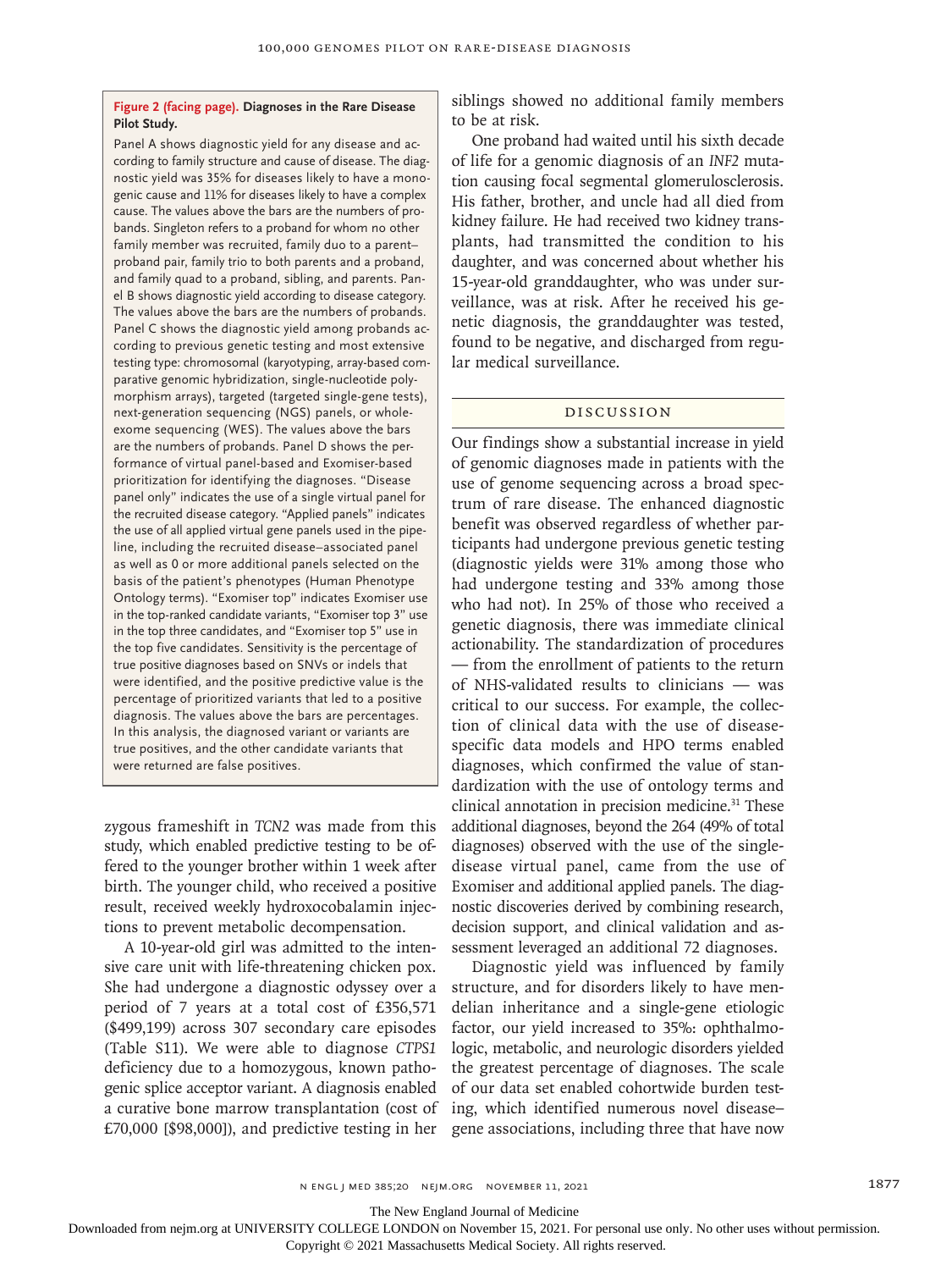**Figure 2 (facing page). Diagnoses in the Rare Disease Pilot Study.**

Panel A shows diagnostic yield for any disease and according to family structure and cause of disease. The diagnostic yield was 35% for diseases likely to have a monogenic cause and 11% for diseases likely to have a complex cause. The values above the bars are the numbers of probands. Singleton refers to a proband for whom no other family member was recruited, family duo to a parent–proband pair, family trio to both parents and a proband, and family quad to a proband, sibling, and parents. Panel B shows diagnostic yield according to disease category. The values above the bars are the numbers of probands. Panel C shows the diagnostic yield among probands according to previous genetic testing and most extensive testing type: chromosomal (karyotyping, array-based comparative genomic hybridization, single-nucleotide polymorphism arrays), targeted (targeted single-gene tests), next-generation sequencing (NGS) panels, or whole-exome sequencing (WES). The values above the bars are the numbers of probands. Panel D shows the performance of virtual panel-based and Exomiser-based prioritization for identifying the diagnoses. "Disease panel only" indicates the use of a single virtual panel for the recruited disease category. "Applied panels" indicates the use of all applied virtual gene panels used in the pipeline, including the recruited disease–associated panel as well as 0 or more additional panels selected on the basis of the patient's phenotypes (Human Phenotype Ontology terms). "Exomiser top" indicates Exomiser use in the top-ranked candidate variants, "Exomiser top 3" use in the top three candidates, and "Exomiser top 5" use in the top five candidates. Sensitivity is the percentage of true positive diagnoses based on SNVs or indels that were identified, and the positive predictive value is the percentage of prioritized variants that led to a positive diagnosis. The values above the bars are percentages. In this analysis, the diagnosed variant or variants are true positives, and the other candidate variants that were returned are false positives.

zygous frameshift in *TCN2* was made from this study, which enabled predictive testing to be offered to the younger brother within 1 week after birth. The younger child, who received a positive result, received weekly hydroxocobalamin injections to prevent metabolic decompensation.

A 10-year-old girl was admitted to the intensive care unit with life-threatening chicken pox. She had undergone a diagnostic odyssey over a period of 7 years at a total cost of £356,571 ($499,199) across 307 secondary care episodes (Table S11). We were able to diagnose *CTPS1* deficiency due to a homozygous, known pathogenic splice acceptor variant. A diagnosis enabled a curative bone marrow transplantation (cost of £70,000 [$98,000]), and predictive testing in her siblings showed no additional family members to be at risk.

One proband had waited until his sixth decade of life for a genomic diagnosis of an *INF2* mutation causing focal segmental glomerulosclerosis. His father, brother, and uncle had all died from kidney failure. He had received two kidney transplants, had transmitted the condition to his daughter, and was concerned about whether his 15-year-old granddaughter, who was under surveillance, was at risk. After he received his genetic diagnosis, the granddaughter was tested, found to be negative, and discharged from regular medical surveillance.

## Discussion

Our findings show a substantial increase in yield of genomic diagnoses made in patients with the use of genome sequencing across a broad spectrum of rare disease. The enhanced diagnostic benefit was observed regardless of whether participants had undergone previous genetic testing (diagnostic yields were 31% among those who had undergone testing and 33% among those who had not). In 25% of those who received a genetic diagnosis, there was immediate clinical actionability. The standardization of procedures — from the enrollment of patients to the return of NHS-validated results to clinicians — was critical to our success. For example, the collection of clinical data with the use of disease-specific data models and HPO terms enabled diagnoses, which confirmed the value of standardization with the use of ontology terms and clinical annotation in precision medicine.[31] These additional diagnoses, beyond the 264 (49% of total diagnoses) observed with the use of the single-disease virtual panel, came from the use of Exomiser and additional applied panels. The diagnostic discoveries derived by combining research, decision support, and clinical validation and assessment leveraged an additional 72 diagnoses.

Diagnostic yield was influenced by family structure, and for disorders likely to have mendelian inheritance and a single-gene etiologic factor, our yield increased to 35%: ophthalmologic, metabolic, and neurologic disorders yielded the greatest percentage of diagnoses. The scale of our data set enabled cohortwide burden testing, which identified numerous novel disease–gene associations, including three that have now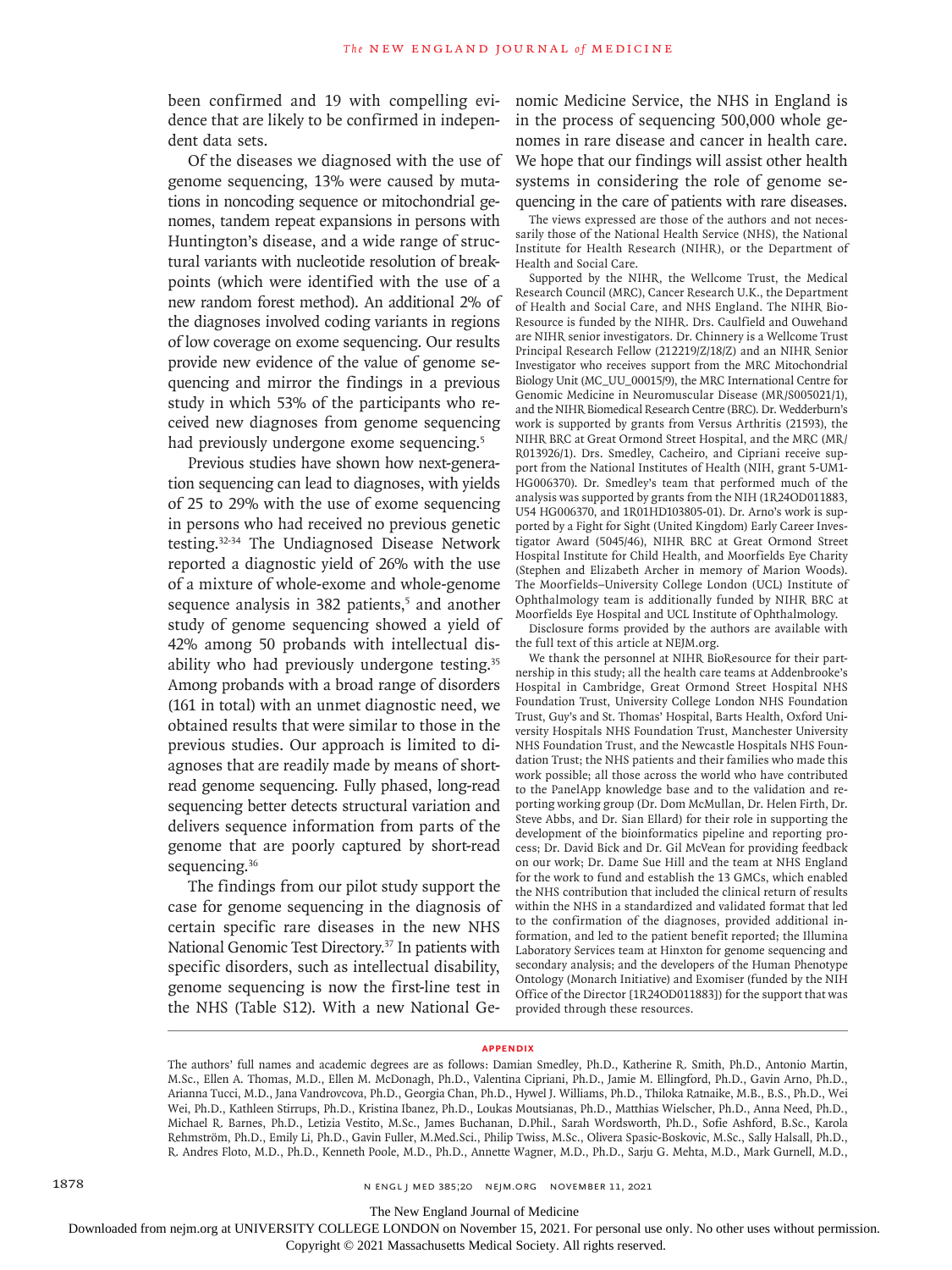been confirmed and 19 with compelling evidence that are likely to be confirmed in independent data sets.

Of the diseases we diagnosed with the use of genome sequencing, 13% were caused by mutations in noncoding sequence or mitochondrial genomes, tandem repeat expansions in persons with Huntington's disease, and a wide range of structural variants with nucleotide resolution of breakpoints (which were identified with the use of a new random forest method). An additional 2% of the diagnoses involved coding variants in regions of low coverage on exome sequencing. Our results provide new evidence of the value of genome sequencing and mirror the findings in a previous study in which 53% of the participants who received new diagnoses from genome sequencing had previously undergone exome sequencing.[5]

Previous studies have shown how next-generation sequencing can lead to diagnoses, with yields of 25 to 29% with the use of exome sequencing in persons who had received no previous genetic testing.[32-34] The Undiagnosed Disease Network reported a diagnostic yield of 26% with the use of a mixture of whole-exome and whole-genome sequence analysis in 382 patients,[5] and another study of genome sequencing showed a yield of 42% among 50 probands with intellectual disability who had previously undergone testing.[35] Among probands with a broad range of disorders (161 in total) with an unmet diagnostic need, we obtained results that were similar to those in the previous studies. Our approach is limited to diagnoses that are readily made by means of short-read genome sequencing. Fully phased, long-read sequencing better detects structural variation and delivers sequence information from parts of the genome that are poorly captured by short-read sequencing.[36]

The findings from our pilot study support the case for genome sequencing in the diagnosis of certain specific rare diseases in the new NHS National Genomic Test Directory.[37] In patients with specific disorders, such as intellectual disability, genome sequencing is now the first-line test in the NHS (Table S12). With a new National Genomic Medicine Service, the NHS in England is in the process of sequencing 500,000 whole genomes in rare disease and cancer in health care. We hope that our findings will assist other health systems in considering the role of genome sequencing in the care of patients with rare diseases.

The views expressed are those of the authors and not necessarily those of the National Health Service (NHS), the National Institute for Health Research (NIHR), or the Department of Health and Social Care.

Supported by the NIHR, the Wellcome Trust, the Medical Research Council (MRC), Cancer Research U.K., the Department of Health and Social Care, and NHS England. The NIHR BioResource is funded by the NIHR. Drs. Caulfield and Ouwehand are NIHR senior investigators. Dr. Chinnery is a Wellcome Trust Principal Research Fellow (212219/Z/18/Z) and an NIHR Senior Investigator who receives support from the MRC Mitochondrial Biology Unit (MC_UU_00015/9), the MRC International Centre for Genomic Medicine in Neuromuscular Disease (MR/S005021/1), and the NIHR Biomedical Research Centre (BRC). Dr. Wedderburn's work is supported by grants from Versus Arthritis (21593), the NIHR BRC at Great Ormond Street Hospital, and the MRC (MR/R013926/1). Drs. Smedley, Cacheiro, and Cipriani receive support from the National Institutes of Health (NIH, grant 5-UM1-HG006370). Dr. Smedley's team that performed much of the analysis was supported by grants from the NIH (1R24OD011883, U54 HG006370, and 1R01HD103805-01). Dr. Arno's work is supported by a Fight for Sight (United Kingdom) Early Career Investigator Award (5045/46), NIHR BRC at Great Ormond Street Hospital Institute for Child Health, and Moorfields Eye Charity (Stephen and Elizabeth Archer in memory of Marion Woods). The Moorfields–University College London (UCL) Institute of Ophthalmology team is additionally funded by NIHR BRC at Moorfields Eye Hospital and UCL Institute of Ophthalmology.

Disclosure forms provided by the authors are available with the full text of this article at NEJM.org.

We thank the personnel at NIHR BioResource for their partnership in this study; all the health care teams at Addenbrooke's Hospital in Cambridge, Great Ormond Street Hospital NHS Foundation Trust, University College London NHS Foundation Trust, Guy's and St. Thomas' Hospital, Barts Health, Oxford University Hospitals NHS Foundation Trust, Manchester University NHS Foundation Trust, and the Newcastle Hospitals NHS Foundation Trust; the NHS patients and their families who made this work possible; all those across the world who have contributed to the PanelApp knowledge base and to the validation and reporting working group (Dr. Dom McMullan, Dr. Helen Firth, Dr. Steve Abbs, and Dr. Sian Ellard) for their role in supporting the development of the bioinformatics pipeline and reporting process; Dr. David Bick and Dr. Gil McVean for providing feedback on our work; Dr. Dame Sue Hill and the team at NHS England for the work to fund and establish the 13 GMCs, which enabled the NHS contribution that included the clinical return of results within the NHS in a standardized and validated format that led to the confirmation of the diagnoses, provided additional information, and led to the patient benefit reported; the Illumina Laboratory Services team at Hinxton for genome sequencing and secondary analysis; and the developers of the Human Phenotype Ontology (Monarch Initiative) and Exomiser (funded by the NIH Office of the Director [1R24OD011883]) for the support that was provided through these resources.

## APPENDIX

The authors' full names and academic degrees are as follows: Damian Smedley, Ph.D., Katherine R. Smith, Ph.D., Antonio Martin, M.Sc., Ellen A. Thomas, M.D., Ellen M. McDonagh, Ph.D., Valentina Cipriani, Ph.D., Jamie M. Ellingford, Ph.D., Gavin Arno, Ph.D., Arianna Tucci, M.D., Jana Vandrovcova, Ph.D., Georgia Chan, Ph.D., Hywel J. Williams, Ph.D., Thiloka Ratnaike, M.B., B.S., Ph.D., Wei Wei, Ph.D., Kathleen Stirrups, Ph.D., Kristina Ibanez, Ph.D., Loukas Moutsianas, Ph.D., Matthias Wielscher, Ph.D., Anna Need, Ph.D., Michael R. Barnes, Ph.D., Letizia Vestito, M.Sc., James Buchanan, D.Phil., Sarah Wordsworth, Ph.D., Sofie Ashford, B.Sc., Karola Rehmström, Ph.D., Emily Li, Ph.D., Gavin Fuller, M.Med.Sci., Philip Twiss, M.Sc., Olivera Spasic-Boskovic, M.Sc., Sally Halsall, Ph.D., R. Andres Floto, M.D., Ph.D., Kenneth Poole, M.D., Ph.D., Annette Wagner, M.D., Ph.D., Sarju G. Mehta, M.D., Mark Gurnell, M.D.,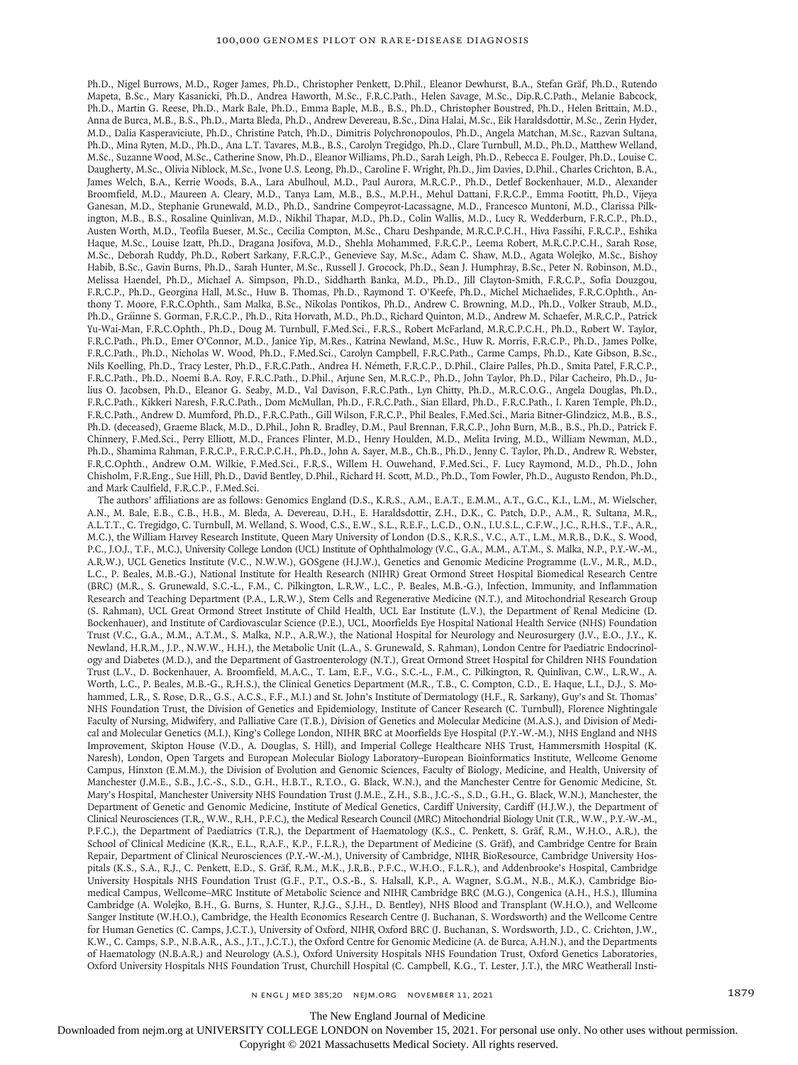Ph.D., Nigel Burrows, M.D., Roger James, Ph.D., Christopher Penkett, D.Phil., Eleanor Dewhurst, B.A., Stefan Gräf, Ph.D., Rutendo Mapeta, B.Sc., Mary Kasanicki, Ph.D., Andrea Haworth, M.Sc., F.R.C.Path., Helen Savage, M.Sc., Dip.R.C.Path., Melanie Babcock, Ph.D., Martin G. Reese, Ph.D., Mark Bale, Ph.D., Emma Baple, M.B., B.S., Ph.D., Christopher Boustred, Ph.D., Helen Brittain, M.D., Anna de Burca, M.B., B.S., Ph.D., Marta Bleda, Ph.D., Andrew Devereau, B.Sc., Dina Halai, M.Sc., Eik Haraldsdottir, M.Sc., Zerin Hyder, M.D., Dalia Kasperaviciute, Ph.D., Christine Patch, Ph.D., Dimitris Polychronopoulos, Ph.D., Angela Matchan, M.Sc., Razvan Sultana, Ph.D., Mina Ryten, M.D., Ph.D., Ana L.T. Tavares, M.B., B.S., Carolyn Tregidgo, Ph.D., Clare Turnbull, M.D., Ph.D., Matthew Welland, M.Sc., Suzanne Wood, M.Sc., Catherine Snow, Ph.D., Eleanor Williams, Ph.D., Sarah Leigh, Ph.D., Rebecca E. Foulger, Ph.D., Louise C. Daugherty, M.Sc., Olivia Niblock, M.Sc., Ivone U.S. Leong, Ph.D., Caroline F. Wright, Ph.D., Jim Davies, D.Phil., Charles Crichton, B.A., James Welch, B.A., Kerrie Woods, B.A., Lara Abulhoul, M.D., Paul Aurora, M.R.C.P., Ph.D., Detlef Bockenhauer, M.D., Alexander Broomfield, M.D., Maureen A. Cleary, M.D., Tanya Lam, M.B., B.S., M.P.H., Mehul Dattani, F.R.C.P., Emma Footitt, Ph.D., Vijeya Ganesan, M.D., Stephanie Grunewald, M.D., Ph.D., Sandrine Compeyrot-Lacassagne, M.D., Francesco Muntoni, M.D., Clarissa Pilkington, M.B., B.S., Rosaline Quinlivan, M.D., Nikhil Thapar, M.D., Ph.D., Colin Wallis, M.D., Lucy R. Wedderburn, F.R.C.P., Ph.D., Austen Worth, M.D., Teofila Bueser, M.Sc., Cecilia Compton, M.Sc., Charu Deshpande, M.R.C.P.C.H., Hiva Fassihi, F.R.C.P., Eshika Haque, M.Sc., Louise Izatt, Ph.D., Dragana Josifova, M.D., Shehla Mohammed, F.R.C.P., Leema Robert, M.R.C.P.C.H., Sarah Rose, M.Sc., Deborah Ruddy, Ph.D., Robert Sarkany, F.R.C.P., Genevieve Say, M.Sc., Adam C. Shaw, M.D., Agata Wolejko, M.Sc., Bishoy Habib, B.Sc., Gavin Burns, Ph.D., Sarah Hunter, M.Sc., Russell J. Grocock, Ph.D., Sean J. Humphray, B.Sc., Peter N. Robinson, M.D., Melissa Haendel, Ph.D., Michael A. Simpson, Ph.D., Siddharth Banka, M.D., Ph.D., Jill Clayton-Smith, F.R.C.P., Sofia Douzgou, F.R.C.P., Ph.D., Georgina Hall, M.Sc., Huw B. Thomas, Ph.D., Raymond T. O'Keefe, Ph.D., Michel Michaelides, F.R.C.Ophth., Anthony T. Moore, F.R.C.Ophth., Sam Malka, B.Sc., Nikolas Pontikos, Ph.D., Andrew C. Browning, M.D., Ph.D., Volker Straub, M.D., Ph.D., Gráinne S. Gorman, F.R.C.P., Ph.D., Rita Horvath, M.D., Ph.D., Richard Quinton, M.D., Andrew M. Schaefer, M.R.C.P., Patrick Yu-Wai-Man, F.R.C.Ophth., Ph.D., Doug M. Turnbull, F.Med.Sci., F.R.S., Robert McFarland, M.R.C.P.C.H., Ph.D., Robert W. Taylor, F.R.C.Path., Ph.D., Emer O'Connor, M.D., Janice Yip, M.Res., Katrina Newland, M.Sc., Huw R. Morris, F.R.C.P., Ph.D., James Polke, F.R.C.Path., Ph.D., Nicholas W. Wood, Ph.D., F.Med.Sci., Carolyn Campbell, F.R.C.Path., Carme Camps, Ph.D., Kate Gibson, B.Sc., Nils Koelling, Ph.D., Tracy Lester, Ph.D., F.R.C.Path., Andrea H. Németh, F.R.C.P., D.Phil., Claire Palles, Ph.D., Smita Patel, F.R.C.P., F.R.C.Path., Ph.D., Noemi B.A. Roy, F.R.C.Path., D.Phil., Arjune Sen, M.R.C.P., Ph.D., John Taylor, Ph.D., Pilar Cacheiro, Ph.D., Julius O. Jacobsen, Ph.D., Eleanor G. Seaby, M.D., Val Davison, F.R.C.Path., Lyn Chitty, Ph.D., M.R.C.O.G., Angela Douglas, Ph.D., F.R.C.Path., Kikkeri Naresh, F.R.C.Path., Dom McMullan, Ph.D., F.R.C.Path., Sian Ellard, Ph.D., F.R.C.Path., I. Karen Temple, Ph.D., F.R.C.Path., Andrew D. Mumford, Ph.D., F.R.C.Path., Gill Wilson, F.R.C.P., Phil Beales, F.Med.Sci., Maria Bitner-Glindzicz, M.B., B.S., Ph.D. (deceased), Graeme Black, M.D., D.Phil., John R. Bradley, D.M., Paul Brennan, F.R.C.P., John Burn, M.B., B.S., Ph.D., Patrick F. Chinnery, F.Med.Sci., Perry Elliott, M.D., Frances Flinter, M.D., Henry Houlden, M.D., Melita Irving, M.D., William Newman, M.D., Ph.D., Shamima Rahman, F.R.C.P., F.R.C.P.C.H., Ph.D., John A. Sayer, M.B., Ch.B., Ph.D., Jenny C. Taylor, Ph.D., Andrew R. Webster, F.R.C.Ophth., Andrew O.M. Wilkie, F.Med.Sci., F.R.S., Willem H. Ouwehand, F.Med.Sci., F. Lucy Raymond, M.D., Ph.D., John Chisholm, F.R.Eng., Sue Hill, Ph.D., David Bentley, D.Phil., Richard H. Scott, M.D., Ph.D., Tom Fowler, Ph.D., Augusto Rendon, Ph.D., and Mark Caulfield, F.R.C.P., F.Med.Sci.

The authors' affiliations are as follows: Genomics England (D.S., K.R.S., A.M., E.A.T., E.M.M., A.T., G.C., K.I., L.M., M. Wielscher, A.N., M. Bale, E.B., C.B., H.B., M. Bleda, A. Devereau, D.H., E. Haraldsdottir, Z.H., D.K., C. Patch, D.P., A.M., R. Sultana, M.R., A.L.T.T., C. Tregidgo, C. Turnbull, M. Welland, S. Wood, C.S., E.W., S.L., R.E.F., L.C.D., O.N., I.U.S.L., C.F.W., J.C., R.H.S., T.F., A.R., M.C.), the William Harvey Research Institute, Queen Mary University of London (D.S., K.R.S., V.C., A.T., L.M., M.R.B., D.K., S. Wood, P.C., J.O.J., T.F., M.C.), University College London (UCL) Institute of Ophthalmology (V.C., G.A., M.M., A.T.M., S. Malka, N.P., P.Y.-W.-M., A.R.W.), UCL Genetics Institute (V.C., N.W.W.), GOSgene (H.J.W.), Genetics and Genomic Medicine Programme (L.V., M.R., M.D., L.C., P. Beales, M.B.-G.), National Institute for Health Research (NIHR) Great Ormond Street Hospital Biomedical Research Centre (BRC) (M.R., S. Grunewald, S.C.-L., F.M., C. Pilkington, L.R.W., L.C., P. Beales, M.B.-G.), Infection, Immunity, and Inflammation Research and Teaching Department (P.A., L.R.W.), Stem Cells and Regenerative Medicine (N.T.), and Mitochondrial Research Group (S. Rahman), UCL Great Ormond Street Institute of Child Health, UCL Ear Institute (L.V.), the Department of Renal Medicine (D. Bockenhauer), and Institute of Cardiovascular Science (P.E.), UCL, Moorfields Eye Hospital National Health Service (NHS) Foundation Trust (V.C., G.A., M.M., A.T.M., S. Malka, N.P., A.R.W.), the National Hospital for Neurology and Neurosurgery (J.V., E.O., J.Y., K. Newland, H.R.M., J.P., N.W.W., H.H.), the Metabolic Unit (L.A., S. Grunewald, S. Rahman), London Centre for Paediatric Endocrinology and Diabetes (M.D.), and the Department of Gastroenterology (N.T.), Great Ormond Street Hospital for Children NHS Foundation Trust (L.V., D. Bockenhauer, A. Broomfield, M.A.C., T. Lam, E.F., V.G., S.C.-L., F.M., C. Pilkington, R. Quinlivan, C.W., L.R.W., A. Worth, L.C., P. Beales, M.B.-G., R.H.S.), the Clinical Genetics Department (M.R., T.B., C. Compton, C.D., E. Haque, L.I., D.J., S. Mohammed, L.R., S. Rose, D.R., G.S., A.C.S., F.F., M.I.) and St. John's Institute of Dermatology (H.F., R. Sarkany), Guy's and St. Thomas' NHS Foundation Trust, the Division of Genetics and Epidemiology, Institute of Cancer Research (C. Turnbull), Florence Nightingale Faculty of Nursing, Midwifery, and Palliative Care (T.B.), Division of Genetics and Molecular Medicine (M.A.S.), and Division of Medical and Molecular Genetics (M.I.), King's College London, NIHR BRC at Moorfields Eye Hospital (P.Y.-W.-M.), NHS England and NHS Improvement, Skipton House (V.D., A. Douglas, S. Hill), and Imperial College Healthcare NHS Trust, Hammersmith Hospital (K. Naresh), London, Open Targets and European Molecular Biology Laboratory–European Bioinformatics Institute, Wellcome Genome Campus, Hinxton (E.M.M.), the Division of Evolution and Genomic Sciences, Faculty of Biology, Medicine, and Health, University of Manchester (J.M.E., S.B., J.C.-S., S.D., G.H., H.B.T., R.T.O., G. Black, W.N.), and the Manchester Centre for Genomic Medicine, St. Mary's Hospital, Manchester University NHS Foundation Trust (J.M.E., Z.H., S.B., J.C.-S., S.D., G.H., G. Black, W.N.), Manchester, the Department of Genetic and Genomic Medicine, Institute of Medical Genetics, Cardiff University, Cardiff (H.J.W.), the Department of Clinical Neurosciences (T.R., W.W., R.H., P.F.C.), the Medical Research Council (MRC) Mitochondrial Biology Unit (T.R., W.W., P.Y.-W.-M., P.F.C.), the Department of Paediatrics (T.R.), the Department of Haematology (K.S., C. Penkett, S. Gräf, R.M., W.H.O., A.R.), the School of Clinical Medicine (K.R., E.L., R.A.F., K.P., F.L.R.), the Department of Medicine (S. Gräf), and Cambridge Centre for Brain Repair, Department of Clinical Neurosciences (P.Y.-W.-M.), University of Cambridge, NIHR BioResource, Cambridge University Hospitals (K.S., S.A., R.J., C. Penkett, E.D., S. Gräf, R.M., M.K., J.R.B., P.F.C., W.H.O., F.L.R.), and Addenbrooke's Hospital, Cambridge University Hospitals NHS Foundation Trust (G.F., P.T., O.S.-B., S. Halsall, K.P., A. Wagner, S.G.M., N.B., M.K.), Cambridge Biomedical Campus, Wellcome–MRC Institute of Metabolic Science and NIHR Cambridge BRC (M.G.), Congenica (A.H., H.S.), Illumina Cambridge (A. Wolejko, B.H., G. Burns, S. Hunter, R.J.G., S.J.H., D. Bentley), NHS Blood and Transplant (W.H.O.), and Wellcome Sanger Institute (W.H.O.), Cambridge, the Health Economics Research Centre (J. Buchanan, S. Wordsworth) and the Wellcome Centre for Human Genetics (C. Camps, J.C.T.), University of Oxford, NIHR Oxford BRC (J. Buchanan, S. Wordsworth, J.D., C. Crichton, J.W., K.W., C. Camps, S.P., N.B.A.R., A.S., J.T., J.C.T.), the Oxford Centre for Genomic Medicine (A. de Burca, A.H.N.), and the Departments of Haematology (N.B.A.R.) and Neurology (A.S.), Oxford University Hospitals NHS Foundation Trust, Oxford Genetics Laboratories, Oxford University Hospitals NHS Foundation Trust, Churchill Hospital (C. Campbell, K.G., T. Lester, J.T.), the MRC Weatherall Insti-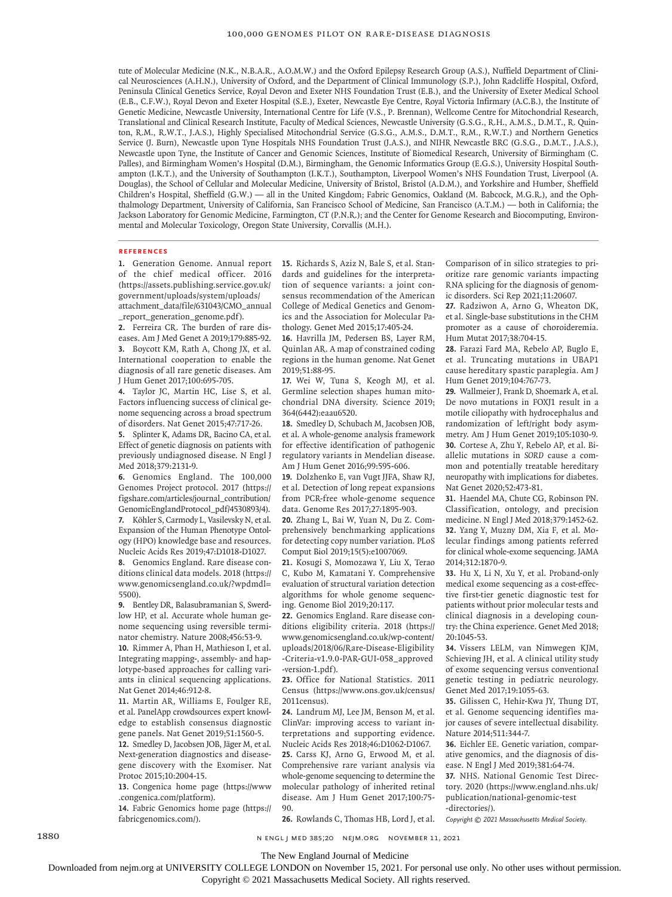tute of Molecular Medicine (N.K., N.B.A.R., A.O.M.W.) and the Oxford Epilepsy Research Group (A.S.), Nuffield Department of Clinical Neurosciences (A.H.N.), University of Oxford, and the Department of Clinical Immunology (S.P.), John Radcliffe Hospital, Oxford, Peninsula Clinical Genetics Service, Royal Devon and Exeter NHS Foundation Trust (E.B.), and the University of Exeter Medical School (E.B., C.F.W.), Royal Devon and Exeter Hospital (S.E.), Exeter, Newcastle Eye Centre, Royal Victoria Infirmary (A.C.B.), the Institute of Genetic Medicine, Newcastle University, International Centre for Life (V.S., P. Brennan), Wellcome Centre for Mitochondrial Research, Translational and Clinical Research Institute, Faculty of Medical Sciences, Newcastle University (G.S.G., R.H., A.M.S., D.M.T., R. Quinton, R.M., R.W.T., J.A.S.), Highly Specialised Mitochondrial Service (G.S.G., A.M.S., D.M.T., R.M., R.W.T.) and Northern Genetics Service (J. Burn), Newcastle upon Tyne Hospitals NHS Foundation Trust (J.A.S.), and NIHR Newcastle BRC (G.S.G., D.M.T., J.A.S.), Newcastle upon Tyne, the Institute of Cancer and Genomic Sciences, Institute of Biomedical Research, University of Birmingham (C. Palles), and Birmingham Women's Hospital (D.M.), Birmingham, the Genomic Informatics Group (E.G.S.), University Hospital Southampton (I.K.T.), and the University of Southampton (I.K.T.), Southampton, Liverpool Women's NHS Foundation Trust, Liverpool (A. Douglas), the School of Cellular and Molecular Medicine, University of Bristol, Bristol (A.D.M.), and Yorkshire and Humber, Sheffield Children's Hospital, Sheffield (G.W.) — all in the United Kingdom; Fabric Genomics, Oakland (M. Babcock, M.G.R.), and the Ophthalmology Department, University of California, San Francisco School of Medicine, San Francisco (A.T.M.) — both in California; the Jackson Laboratory for Genomic Medicine, Farmington, CT (P.N.R.); and the Center for Genome Research and Biocomputing, Environmental and Molecular Toxicology, Oregon State University, Corvallis (M.H.).

## References

1. Generation Genome. Annual report of the chief medical officer. 2016 (https://assets.publishing.service.gov.uk/government/uploads/system/uploads/attachment_data/file/631043/CMO_annual_report_generation_genome.pdf).
2. Ferreira CR. The burden of rare diseases. Am J Med Genet A 2019;179:885-92.
3. Boycott KM, Rath A, Chong JX, et al. International cooperation to enable the diagnosis of all rare genetic diseases. Am J Hum Genet 2017;100:695-705.
4. Taylor JC, Martin HC, Lise S, et al. Factors influencing success of clinical genome sequencing across a broad spectrum of disorders. Nat Genet 2015;47:717-26.
5. Splinter K, Adams DR, Bacino CA, et al. Effect of genetic diagnosis on patients with previously undiagnosed disease. N Engl J Med 2018;379:2131-9.
6. Genomics England. The 100,000 Genomes Project protocol. 2017 (https://figshare.com/articles/journal_contribution/GenomicEnglandProtocol_pdf/4530893/4).
7. Köhler S, Carmody L, Vasilevsky N, et al. Expansion of the Human Phenotype Ontology (HPO) knowledge base and resources. Nucleic Acids Res 2019;47:D1018-D1027.
8. Genomics England. Rare disease conditions clinical data models. 2018 (https://www.genomicsengland.co.uk/?wpdmdl=5500).
9. Bentley DR, Balasubramanian S, Swerdlow HP, et al. Accurate whole human genome sequencing using reversible terminator chemistry. Nature 2008;456:53-9.
10. Rimmer A, Phan H, Mathieson I, et al. Integrating mapping-, assembly- and haplotype-based approaches for calling variants in clinical sequencing applications. Nat Genet 2014;46:912-8.
11. Martin AR, Williams E, Foulger RE, et al. PanelApp crowdsources expert knowledge to establish consensus diagnostic gene panels. Nat Genet 2019;51:1560-5.
12. Smedley D, Jacobsen JOB, Jäger M, et al. Next-generation diagnostics and disease-gene discovery with the Exomiser. Nat Protoc 2015;10:2004-15.
13. Congenica home page (https://www.congenica.com/platform).
14. Fabric Genomics home page (https://fabricgenomics.com/).
15. Richards S, Aziz N, Bale S, et al. Standards and guidelines for the interpretation of sequence variants: a joint consensus recommendation of the American College of Medical Genetics and Genomics and the Association for Molecular Pathology. Genet Med 2015;17:405-24.
16. Havrilla JM, Pedersen BS, Layer RM, Quinlan AR. A map of constrained coding regions in the human genome. Nat Genet 2019;51:88-95.
17. Wei W, Tuna S, Keogh MJ, et al. Germline selection shapes human mitochondrial DNA diversity. Science 2019; 364(6442):eaau6520.
18. Smedley D, Schubach M, Jacobsen JOB, et al. A whole-genome analysis framework for effective identification of pathogenic regulatory variants in Mendelian disease. Am J Hum Genet 2016;99:595-606.
19. Dolzhenko E, van Vugt JJFA, Shaw RJ, et al. Detection of long repeat expansions from PCR-free whole-genome sequence data. Genome Res 2017;27:1895-903.
20. Zhang L, Bai W, Yuan N, Du Z. Comprehensively benchmarking applications for detecting copy number variation. PLoS Comput Biol 2019;15(5):e1007069.
21. Kosugi S, Momozawa Y, Liu X, Terao C, Kubo M, Kamatani Y. Comprehensive evaluation of structural variation detection algorithms for whole genome sequencing. Genome Biol 2019;20:117.
22. Genomics England. Rare disease conditions eligibility criteria. 2018 (https://www.genomicsengland.co.uk/wp-content/uploads/2018/06/Rare-Disease-Eligibility-Criteria-v1.9.0-PAR-GUI-058_approved-version-1.pdf).
23. Office for National Statistics. 2011 Census (https://www.ons.gov.uk/census/2011census).
24. Landrum MJ, Lee JM, Benson M, et al. ClinVar: improving access to variant interpretations and supporting evidence. Nucleic Acids Res 2018;46:D1062-D1067.
25. Carss KJ, Arno G, Erwood M, et al. Comprehensive rare variant analysis via whole-genome sequencing to determine the molecular pathology of inherited retinal disease. Am J Hum Genet 2017;100:75-90.
26. Rowlands C, Thomas HB, Lord J, et al. Comparison of in silico strategies to prioritize rare genomic variants impacting RNA splicing for the diagnosis of genomic disorders. Sci Rep 2021;11:20607.
27. Radziwon A, Arno G, Wheaton DK, et al. Single-base substitutions in the CHM promoter as a cause of choroideremia. Hum Mutat 2017;38:704-15.
28. Farazi Fard MA, Rebelo AP, Buglo E, et al. Truncating mutations in UBAP1 cause hereditary spastic paraplegia. Am J Hum Genet 2019;104:767-73.
29. Wallmeier J, Frank D, Shoemark A, et al. De novo mutations in FOXJ1 result in a motile ciliopathy with hydrocephalus and randomization of left/right body asymmetry. Am J Hum Genet 2019;105:1030-9.
30. Cortese A, Zhu Y, Rebelo AP, et al. Biallelic mutations in *SORD* cause a common and potentially treatable hereditary neuropathy with implications for diabetes. Nat Genet 2020;52:473-81.
31. Haendel MA, Chute CG, Robinson PN. Classification, ontology, and precision medicine. N Engl J Med 2018;379:1452-62.
32. Yang Y, Muzny DM, Xia F, et al. Molecular findings among patients referred for clinical whole-exome sequencing. JAMA 2014;312:1870-9.
33. Hu X, Li N, Xu Y, et al. Proband-only medical exome sequencing as a cost-effective first-tier genetic diagnostic test for patients without prior molecular tests and clinical diagnosis in a developing country: the China experience. Genet Med 2018; 20:1045-53.
34. Vissers LELM, van Nimwegen KJM, Schieving JH, et al. A clinical utility study of exome sequencing versus conventional genetic testing in pediatric neurology. Genet Med 2017;19:1055-63.
35. Gilissen C, Hehir-Kwa JY, Thung DT, et al. Genome sequencing identifies major causes of severe intellectual disability. Nature 2014;511:344-7.
36. Eichler EE. Genetic variation, comparative genomics, and the diagnosis of disease. N Engl J Med 2019;381:64-74.
37. NHS. National Genomic Test Directory. 2020 (https://www.england.nhs.uk/publication/national-genomic-test-directories/).

*Copyright © 2021 Massachusetts Medical Society.*